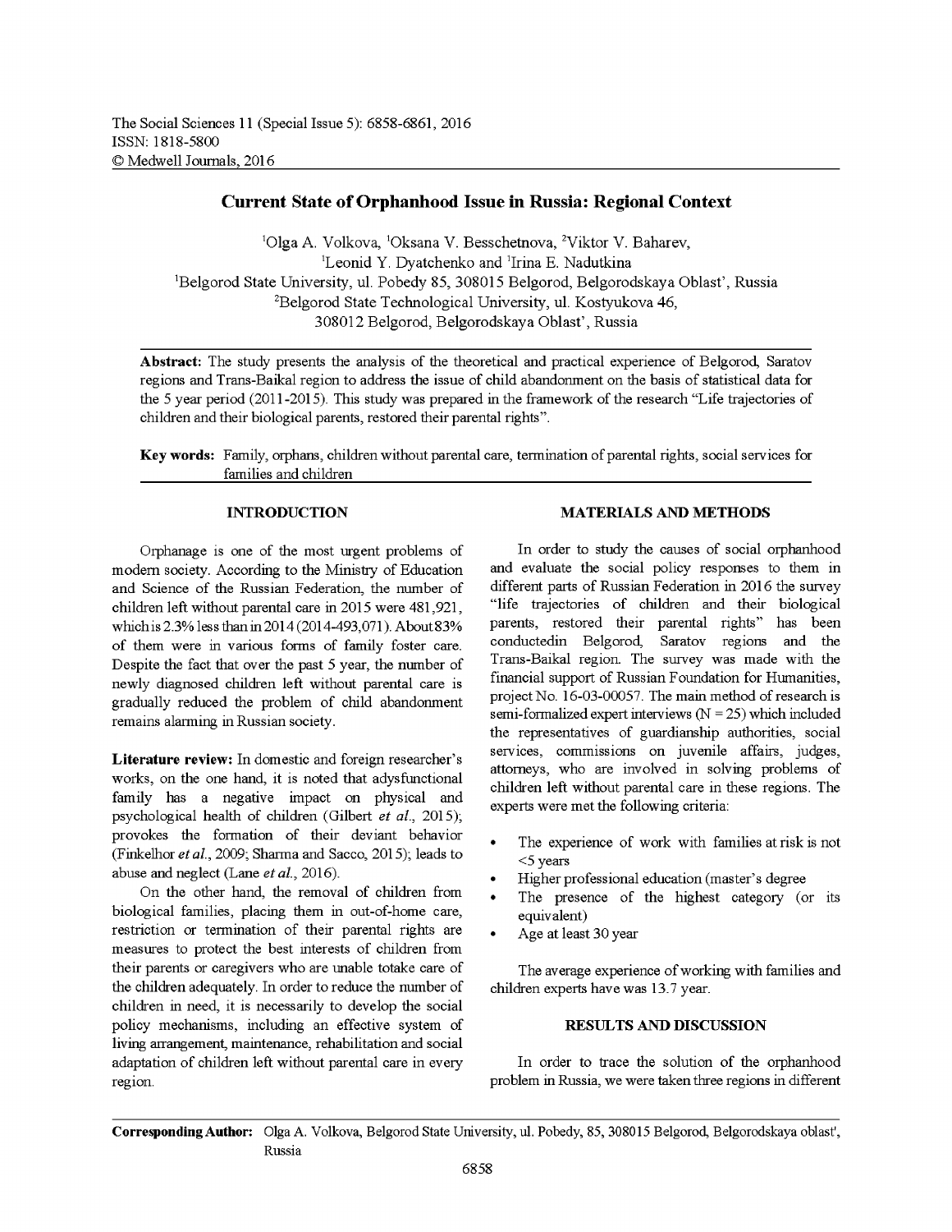# Current State of Orphanhood Issue in Russia: Regional Context

[1]Olga A. Volkova, [1]Oksana V. Besschetnova, [2]Viktor V. Baharev, [1]Leonid Y. Dyatchenko and [1]Irina E. Nadutkina

[1]Belgorod State University, ul. Pobedy 85, 308015 Belgorod, Belgorodskaya Oblast', Russia

[2]Belgorod State Technological University, ul. Kostyukova 46, 308012 Belgorod, Belgorodskaya Oblast', Russia

**Abstract:** The study presents the analysis of the theoretical and practical experience of Belgorod, Saratov regions and Trans-Baikal region to address the issue of child abandonment on the basis of statistical data for the 5 year period (2011-2015). This study was prepared in the framework of the research "Life trajectories of children and their biological parents, restored their parental rights".

**Key words:** Family, orphans, children without parental care, termination of parental rights, social services for families and children

## INTRODUCTION

Orphanage is one of the most urgent problems of modern society. According to the Ministry of Education and Science of the Russian Federation, the number of children left without parental care in 2015 were 481,921, which is 2.3% less than in 2014 (2014-493,071). About 83% of them were in various forms of family foster care. Despite the fact that over the past 5 year, the number of newly diagnosed children left without parental care is gradually reduced the problem of child abandonment remains alarming in Russian society.

**Literature review:** In domestic and foreign researcher's works, on the one hand, it is noted that adysfunctional family has a negative impact on physical and psychological health of children (Gilbert *et al*., 2015); provokes the formation of their deviant behavior (Finkelhor *et al*., 2009; Sharma and Sacco, 2015); leads to abuse and neglect (Lane *et al*., 2016).

On the other hand, the removal of children from biological families, placing them in out-of-home care, restriction or termination of their parental rights are measures to protect the best interests of children from their parents or caregivers who are unable totake care of the children adequately. In order to reduce the number of children in need, it is necessarily to develop the social policy mechanisms, including an effective system of living arrangement, maintenance, rehabilitation and social adaptation of children left without parental care in every region.

## MATERIALS AND METHODS

In order to study the causes of social orphanhood and evaluate the social policy responses to them in different parts of Russian Federation in 2016 the survey "life trajectories of children and their biological parents, restored their parental rights" has been conductedin Belgorod, Saratov regions and the Trans-Baikal region. The survey was made with the financial support of Russian Foundation for Humanities, project No. 16-03-00057. The main method of research is semi-formalized expert interviews (N = 25) which included the representatives of guardianship authorities, social services, commissions on juvenile affairs, judges, attorneys, who are involved in solving problems of children left without parental care in these regions. The experts were met the following criteria:

- The experience of work with families at risk is not <5 years
- Higher professional education (master's degree
- The presence of the highest category (or its equivalent)
- Age at least 30 year

The average experience of working with families and children experts have was 13.7 year.

## RESULTS AND DISCUSSION

In order to trace the solution of the orphanhood problem in Russia, we were taken three regions in different

**Corresponding Author:** Olga A. Volkova, Belgorod State University, ul. Pobedy, 85, 308015 Belgorod, Belgorodskaya oblast', Russia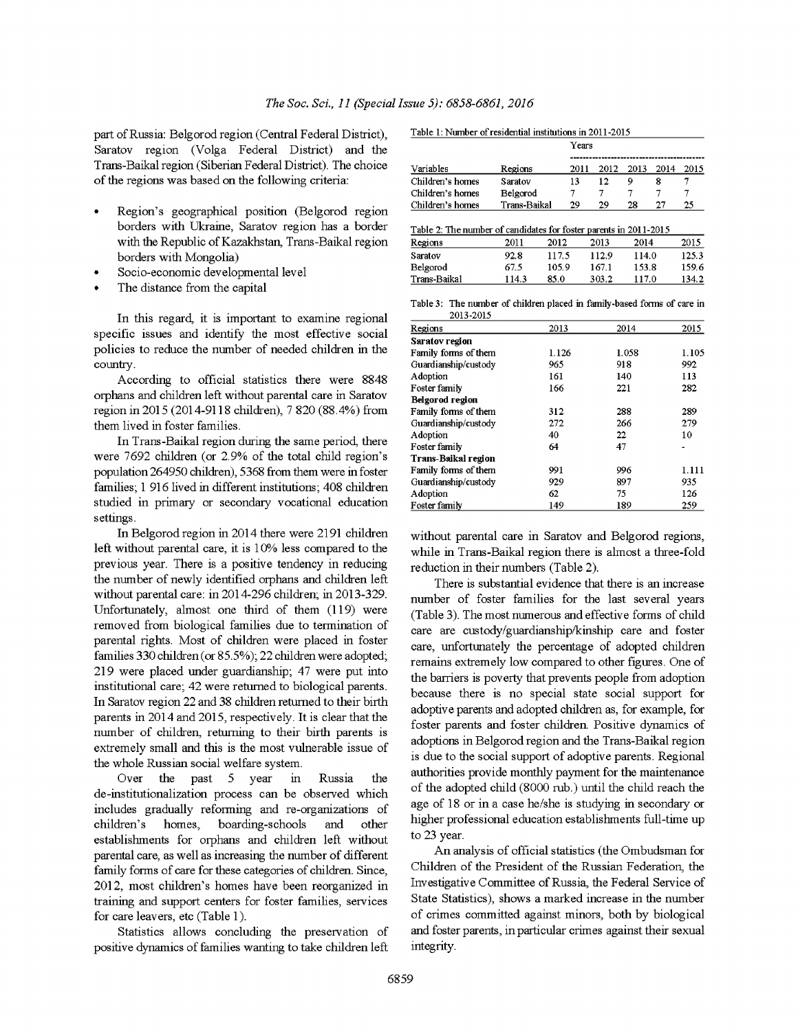part of Russia: Belgorod region (Central Federal District), Saratov region (Volga Federal District) and the Trans-Baikal region (Siberian Federal District). The choice of the regions was based on the following criteria:

- Region's geographical position (Belgorod region borders with Ukraine, Saratov region has a border with the Republic of Kazakhstan, Trans-Baikal region borders with Mongolia)
- Socio-economic developmental level
- The distance from the capital

In this regard, it is important to examine regional specific issues and identify the most effective social policies to reduce the number of needed children in the country.

According to official statistics there were 8848 orphans and children left without parental care in Saratov region in 2015 (2014-9118 children), 7 820 (88.4%) from them lived in foster families.

In Trans-Baikal region during the same period, there were 7692 children (or 2.9% of the total child region's population 264950 children), 5368 from them were in foster families; 1 916 lived in different institutions; 408 children studied in primary or secondary vocational education settings.

In Belgorod region in 2014 there were 2191 children left without parental care, it is 10% less compared to the previous year. There is a positive tendency in reducing the number of newly identified orphans and children left without parental care: in 2014-296 children; in 2013-329. Unfortunately, almost one third of them (119) were removed from biological families due to termination of parental rights. Most of children were placed in foster families 330 children (or 85.5%); 22 children were adopted; 219 were placed under guardianship; 47 were put into institutional care; 42 were returned to biological parents. In Saratov region 22 and 38 children returned to their birth parents in 2014 and 2015, respectively. It is clear that the number of children, returning to their birth parents is extremely small and this is the most vulnerable issue of the whole Russian social welfare system.

Over the past 5 year in Russia the de-institutionalization process can be observed which includes gradually reforming and re-organizations of children's homes, boarding-schools and other establishments for orphans and children left without parental care, as well as increasing the number of different family forms of care for these categories of children. Since, 2012, most children's homes have been reorganized in training and support centers for foster families, services for care leavers, etc (Table 1).

Statistics allows concluding the preservation of positive dynamics of families wanting to take children left without parental care in Saratov and Belgorod regions, while in Trans-Baikal region there is almost a three-fold reduction in their numbers (Table 2).

There is substantial evidence that there is an increase number of foster families for the last several years (Table 3). The most numerous and effective forms of child care are custody/guardianship/kinship care and foster care, unfortunately the percentage of adopted children remains extremely low compared to other figures. One of the barriers is poverty that prevents people from adoption because there is no special state social support for adoptive parents and adopted children as, for example, for foster parents and foster children. Positive dynamics of adoptions in Belgorod region and the Trans-Baikal region is due to the social support of adoptive parents. Regional authorities provide monthly payment for the maintenance of the adopted child (8000 rub.) until the child reach the age of 18 or in a case he/she is studying in secondary or higher professional education establishments full-time up to 23 year.

An analysis of official statistics (the Ombudsman for Children of the President of the Russian Federation, the Investigative Committee of Russia, the Federal Service of State Statistics), shows a marked increase in the number of crimes committed against minors, both by biological and foster parents, in particular crimes against their sexual integrity.

Table 1: Number of residential institutions in 2011-2015

| | | Years | | | | |
|---|---|---|---|---|---|---|
| Variables | Regions | 2011 | 2012 | 2013 | 2014 | 2015 |
| Children's homes | Saratov | 13 | 12 | 9 | 8 | 7 |
| Children's homes | Belgorod | 7 | 7 | 7 | 7 | 7 |
| Children's homes | Trans-Baikal | 29 | 29 | 28 | 27 | 25 |

Table 2: The number of candidates for foster parents in 2011-2015

| Regions | 2011 | 2012 | 2013 | 2014 | 2015 |
|---|---|---|---|---|---|
| Saratov | 92.8 | 117.5 | 112.9 | 114.0 | 125.3 |
| Belgorod | 67.5 | 105.9 | 167.1 | 153.8 | 159.6 |
| Trans-Baikal | 114.3 | 85.0 | 303.2 | 117.0 | 134.2 |

Table 3: The number of children placed in family-based forms of care in 2013-2015

| Regions | 2013 | 2014 | 2015 |
|---|---|---|---|
| **Saratov region** | | | |
| Family forms of them | 1.126 | 1.058 | 1.105 |
| Guardianship/custody | 965 | 918 | 992 |
| Adoption | 161 | 140 | 113 |
| Foster family | 166 | 221 | 282 |
| **Belgorod region** | | | |
| Family forms of them | 312 | 288 | 289 |
| Guardianship/custody | 272 | 266 | 279 |
| Adoption | 40 | 22 | 10 |
| Foster family | 64 | 47 | - |
| **Trans-Baikal region** | | | |
| Family forms of them | 991 | 996 | 1.111 |
| Guardianship/custody | 929 | 897 | 935 |
| Adoption | 62 | 75 | 126 |
| Foster family | 149 | 189 | 259 |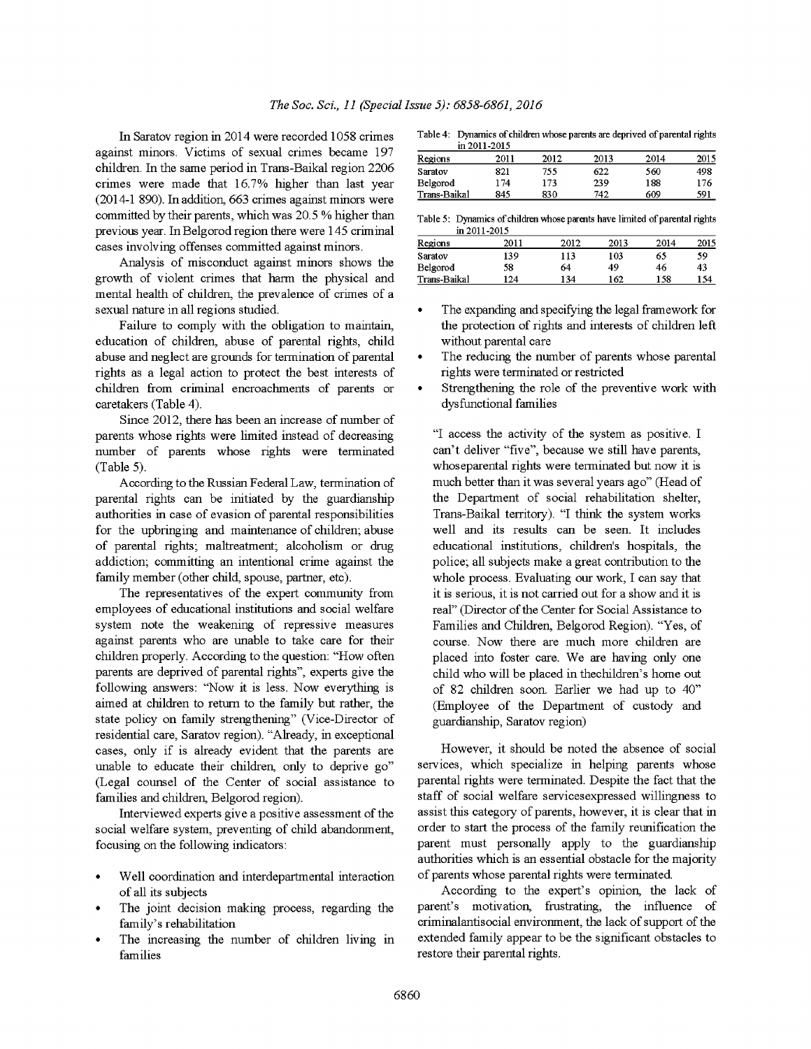In Saratov region in 2014 were recorded 1058 crimes against minors. Victims of sexual crimes became 197 children. In the same period in Trans-Baikal region 2206 crimes were made that 16.7% higher than last year (2014-1 890). In addition, 663 crimes against minors were committed by their parents, which was 20.5 % higher than previous year. In Belgorod region there were 145 criminal cases involving offenses committed against minors.

Analysis of misconduct against minors shows the growth of violent crimes that harm the physical and mental health of children, the prevalence of crimes of a sexual nature in all regions studied.

Failure to comply with the obligation to maintain, education of children, abuse of parental rights, child abuse and neglect are grounds for termination of parental rights as a legal action to protect the best interests of children from criminal encroachments of parents or caretakers (Table 4).

Since 2012, there has been an increase of number of parents whose rights were limited instead of decreasing number of parents whose rights were terminated (Table 5).

According to the Russian Federal Law, termination of parental rights can be initiated by the guardianship authorities in case of evasion of parental responsibilities for the upbringing and maintenance of children; abuse of parental rights; maltreatment; alcoholism or drug addiction; committing an intentional crime against the family member (other child, spouse, partner, etc).

The representatives of the expert community from employees of educational institutions and social welfare system note the weakening of repressive measures against parents who are unable to take care for their children properly. According to the question: "How often parents are deprived of parental rights", experts give the following answers: "Now it is less. Now everything is aimed at children to return to the family but rather, the state policy on family strengthening" (Vice-Director of residential care, Saratov region). "Already, in exceptional cases, only if is already evident that the parents are unable to educate their children, only to deprive go" (Legal counsel of the Center of social assistance to families and children, Belgorod region).

Interviewed experts give a positive assessment of the social welfare system, preventing of child abandonment, focusing on the following indicators:

- Well coordination and interdepartmental interaction of all its subjects
- The joint decision making process, regarding the family's rehabilitation
- The increasing the number of children living in families

Table 4: Dynamics of children whose parents are deprived of parental rights in 2011-2015

| Regions | 2011 | 2012 | 2013 | 2014 | 2015 |
|---|---|---|---|---|---|
| Saratov | 821 | 755 | 622 | 560 | 498 |
| Belgorod | 174 | 173 | 239 | 188 | 176 |
| Trans-Baikal | 845 | 830 | 742 | 609 | 591 |

Table 5: Dynamics of children whose parents have limited of parental rights in 2011-2015

| Regions | 2011 | 2012 | 2013 | 2014 | 2015 |
|---|---|---|---|---|---|
| Saratov | 139 | 113 | 103 | 65 | 59 |
| Belgorod | 58 | 64 | 49 | 46 | 43 |
| Trans-Baikal | 124 | 134 | 162 | 158 | 154 |

- The expanding and specifying the legal framework for the protection of rights and interests of children left without parental care
- The reducing the number of parents whose parental rights were terminated or restricted
- Strengthening the role of the preventive work with dysfunctional families

"I access the activity of the system as positive. I can't deliver "five", because we still have parents, whoseparental rights were terminated but now it is much better than it was several years ago" (Head of the Department of social rehabilitation shelter, Trans-Baikal territory). "I think the system works well and its results can be seen. It includes educational institutions, children's hospitals, the police; all subjects make a great contribution to the whole process. Evaluating our work, I can say that it is serious, it is not carried out for a show and it is real" (Director of the Center for Social Assistance to Families and Children, Belgorod Region). "Yes, of course. Now there are much more children are placed into foster care. We are having only one child who will be placed in thechildren's home out of 82 children soon. Earlier we had up to 40" (Employee of the Department of custody and guardianship, Saratov region)

However, it should be noted the absence of social services, which specialize in helping parents whose parental rights were terminated. Despite the fact that the staff of social welfare servicesexpressed willingness to assist this category of parents, however, it is clear that in order to start the process of the family reunification the parent must personally apply to the guardianship authorities which is an essential obstacle for the majority of parents whose parental rights were terminated.

According to the expert's opinion, the lack of parent's motivation, frustrating, the influence of criminalantisocial environment, the lack of support of the extended family appear to be the significant obstacles to restore their parental rights.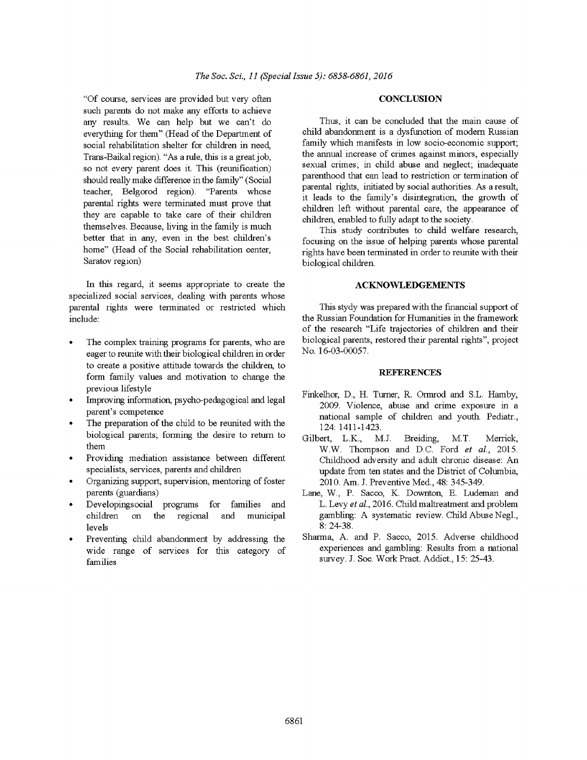"Of course, services are provided but very often such parents do not make any efforts to achieve any results. We can help but we can't do everything for them" (Head of the Department of social rehabilitation shelter for children in need, Trans-Baikal region). "As a rule, this is a great job, so not every parent does it. This (reunification) should really make difference in the family" (Social teacher, Belgorod region). "Parents whose parental rights were terminated must prove that they are capable to take care of their children themselves. Because, living in the family is much better that in any, even in the best children's home" (Head of the Social rehabilitation center, Saratov region)

In this regard, it seems appropriate to create the specialized social services, dealing with parents whose parental rights were terminated or restricted which include:

- The complex training programs for parents, who are eager to reunite with their biological children in order to create a positive attitude towards the children, to form family values and motivation to change the previous lifestyle
- Improving information, psycho-pedagogical and legal parent's competence
- The preparation of the child to be reunited with the biological parents; forming the desire to return to them
- Providing mediation assistance between different specialists, services, parents and children
- Organizing support, supervision, mentoring of foster parents (guardians)
- Developingsocial programs for families and children on the regional and municipal levels
- Preventing child abandonment by addressing the wide range of services for this category of families

## CONCLUSION

Thus, it can be concluded that the main cause of child abandonment is a dysfunction of modern Russian family which manifests in low socio-economic support; the annual increase of crimes against minors, especially sexual crimes; in child abuse and neglect; inadequate parenthood that can lead to restriction or termination of parental rights, initiated by social authorities. As a result, it leads to the family's disintegration, the growth of children left without parental care, the appearance of children, enabled to fully adapt to the society.

This study contributes to child welfare research, focusing on the issue of helping parents whose parental rights have been terminated in order to reunite with their biological children.

## ACKNOWLEDGEMENTS

This stydy was prepared with the financial support of the Russian Foundation for Humanities in the framework of the research "Life trajectories of children and their biological parents, restored their parental rights", project No. 16-03-00057.

## REFERENCES

Finkelhor, D., H. Turner, R. Ormrod and S.L. Hamby, 2009. Violence, abuse and crime exposure in a national sample of children and youth. Pediatr., 124: 1411-1423.

Gilbert, L.K., M.J. Breiding, M.T. Merrick, W.W. Thompson and D.C. Ford *et al.*, 2015. Childhood adversity and adult chronic disease: An update from ten states and the District of Columbia, 2010. Am. J. Preventive Med., 48: 345-349.

Lane, W., P. Sacco, K. Downton, E. Ludeman and L. Levy *et al.*, 2016. Child maltreatment and problem gambling: A systematic review. Child Abuse Negl., 8: 24-38.

Sharma, A. and P. Sacco, 2015. Adverse childhood experiences and gambling: Results from a national survey. J. Soc. Work Pract. Addict., 15: 25-43.